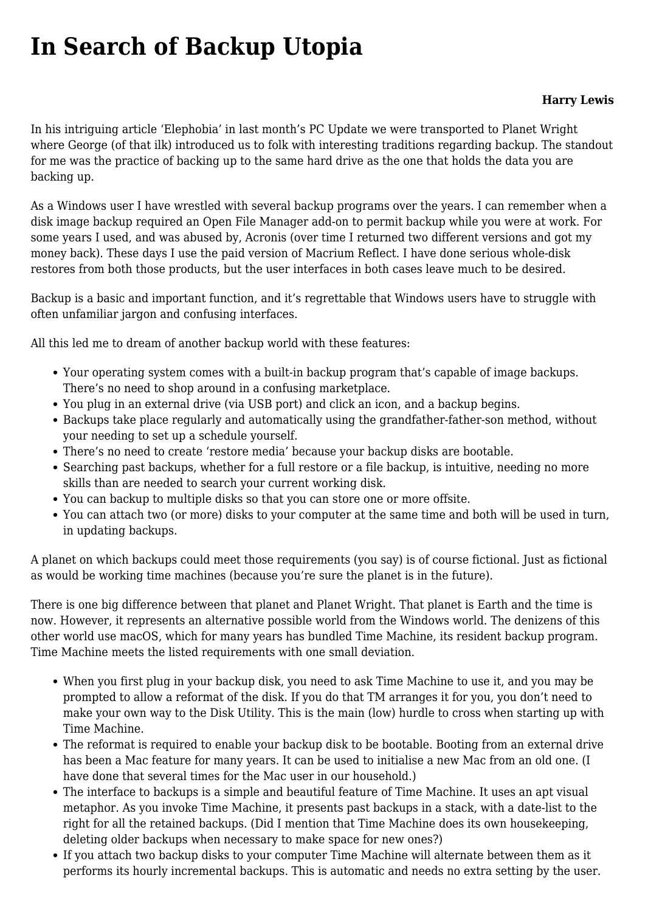# In Search of Backup Utopia

**Harry Lewis**

In his intriguing article 'Elephobia' in last month's PC Update we were transported to Planet Wright where George (of that ilk) introduced us to folk with interesting traditions regarding backup. The standout for me was the practice of backing up to the same hard drive as the one that holds the data you are backing up.

As a Windows user I have wrestled with several backup programs over the years. I can remember when a disk image backup required an Open File Manager add-on to permit backup while you were at work. For some years I used, and was abused by, Acronis (over time I returned two different versions and got my money back). These days I use the paid version of Macrium Reflect. I have done serious whole-disk restores from both those products, but the user interfaces in both cases leave much to be desired.

Backup is a basic and important function, and it's regrettable that Windows users have to struggle with often unfamiliar jargon and confusing interfaces.

All this led me to dream of another backup world with these features:

- Your operating system comes with a built-in backup program that's capable of image backups. There's no need to shop around in a confusing marketplace.
- You plug in an external drive (via USB port) and click an icon, and a backup begins.
- Backups take place regularly and automatically using the grandfather-father-son method, without your needing to set up a schedule yourself.
- There's no need to create 'restore media' because your backup disks are bootable.
- Searching past backups, whether for a full restore or a file backup, is intuitive, needing no more skills than are needed to search your current working disk.
- You can backup to multiple disks so that you can store one or more offsite.
- You can attach two (or more) disks to your computer at the same time and both will be used in turn, in updating backups.

A planet on which backups could meet those requirements (you say) is of course fictional. Just as fictional as would be working time machines (because you're sure the planet is in the future).

There is one big difference between that planet and Planet Wright. That planet is Earth and the time is now. However, it represents an alternative possible world from the Windows world. The denizens of this other world use macOS, which for many years has bundled Time Machine, its resident backup program. Time Machine meets the listed requirements with one small deviation.

- When you first plug in your backup disk, you need to ask Time Machine to use it, and you may be prompted to allow a reformat of the disk. If you do that TM arranges it for you, you don't need to make your own way to the Disk Utility. This is the main (low) hurdle to cross when starting up with Time Machine.
- The reformat is required to enable your backup disk to be bootable. Booting from an external drive has been a Mac feature for many years. It can be used to initialise a new Mac from an old one. (I have done that several times for the Mac user in our household.)
- The interface to backups is a simple and beautiful feature of Time Machine. It uses an apt visual metaphor. As you invoke Time Machine, it presents past backups in a stack, with a date-list to the right for all the retained backups. (Did I mention that Time Machine does its own housekeeping, deleting older backups when necessary to make space for new ones?)
- If you attach two backup disks to your computer Time Machine will alternate between them as it performs its hourly incremental backups. This is automatic and needs no extra setting by the user.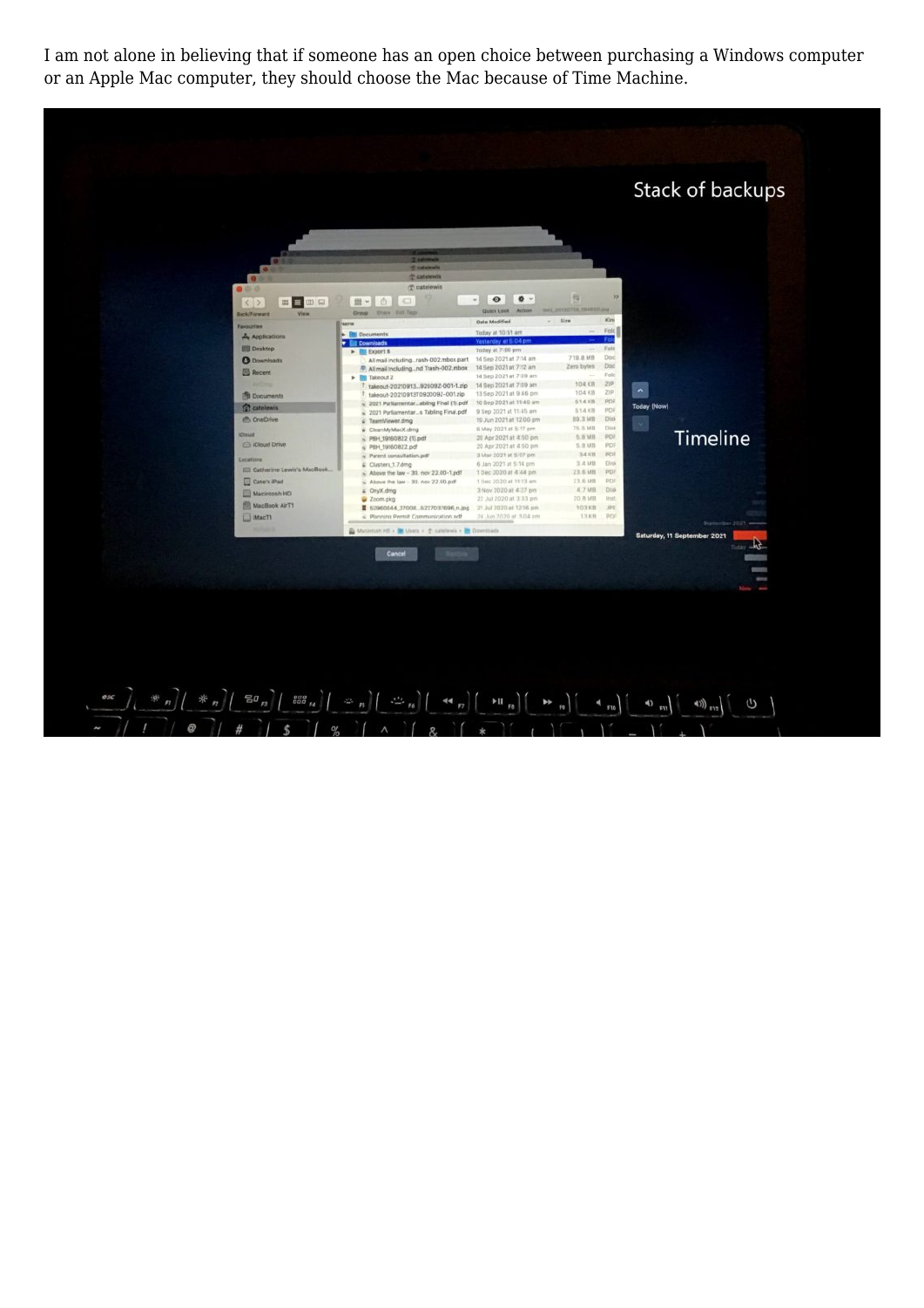I am not alone in believing that if someone has an open choice between purchasing a Windows computer or an Apple Mac computer, they should choose the Mac because of Time Machine.